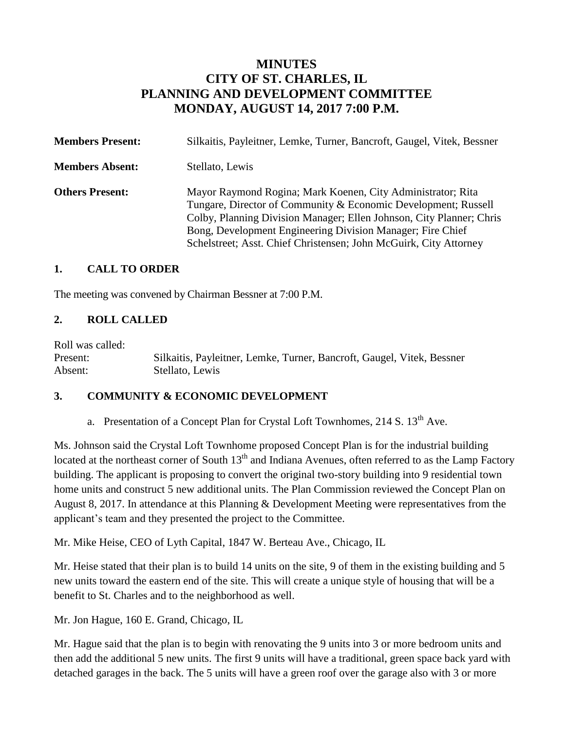# MINUTES
# CITY OF ST. CHARLES, IL
# PLANNING AND DEVELOPMENT COMMITTEE
# MONDAY, AUGUST 14, 2017 7:00 P.M.

**Members Present:** Silkaitis, Payleitner, Lemke, Turner, Bancroft, Gaugel, Vitek, Bessner

**Members Absent:** Stellato, Lewis

**Others Present:** Mayor Raymond Rogina; Mark Koenen, City Administrator; Rita Tungare, Director of Community & Economic Development; Russell Colby, Planning Division Manager; Ellen Johnson, City Planner; Chris Bong, Development Engineering Division Manager; Fire Chief Schelstreet; Asst. Chief Christensen; John McGuirk, City Attorney

## 1. CALL TO ORDER

The meeting was convened by Chairman Bessner at 7:00 P.M.

## 2. ROLL CALLED

Roll was called:
Present: Silkaitis, Payleitner, Lemke, Turner, Bancroft, Gaugel, Vitek, Bessner
Absent: Stellato, Lewis

## 3. COMMUNITY & ECONOMIC DEVELOPMENT

a. Presentation of a Concept Plan for Crystal Loft Townhomes, 214 S. 13th Ave.

Ms. Johnson said the Crystal Loft Townhome proposed Concept Plan is for the industrial building located at the northeast corner of South 13th and Indiana Avenues, often referred to as the Lamp Factory building. The applicant is proposing to convert the original two-story building into 9 residential town home units and construct 5 new additional units. The Plan Commission reviewed the Concept Plan on August 8, 2017. In attendance at this Planning & Development Meeting were representatives from the applicant's team and they presented the project to the Committee.

Mr. Mike Heise, CEO of Lyth Capital, 1847 W. Berteau Ave., Chicago, IL

Mr. Heise stated that their plan is to build 14 units on the site, 9 of them in the existing building and 5 new units toward the eastern end of the site. This will create a unique style of housing that will be a benefit to St. Charles and to the neighborhood as well.

Mr. Jon Hague, 160 E. Grand, Chicago, IL

Mr. Hague said that the plan is to begin with renovating the 9 units into 3 or more bedroom units and then add the additional 5 new units. The first 9 units will have a traditional, green space back yard with detached garages in the back. The 5 units will have a green roof over the garage also with 3 or more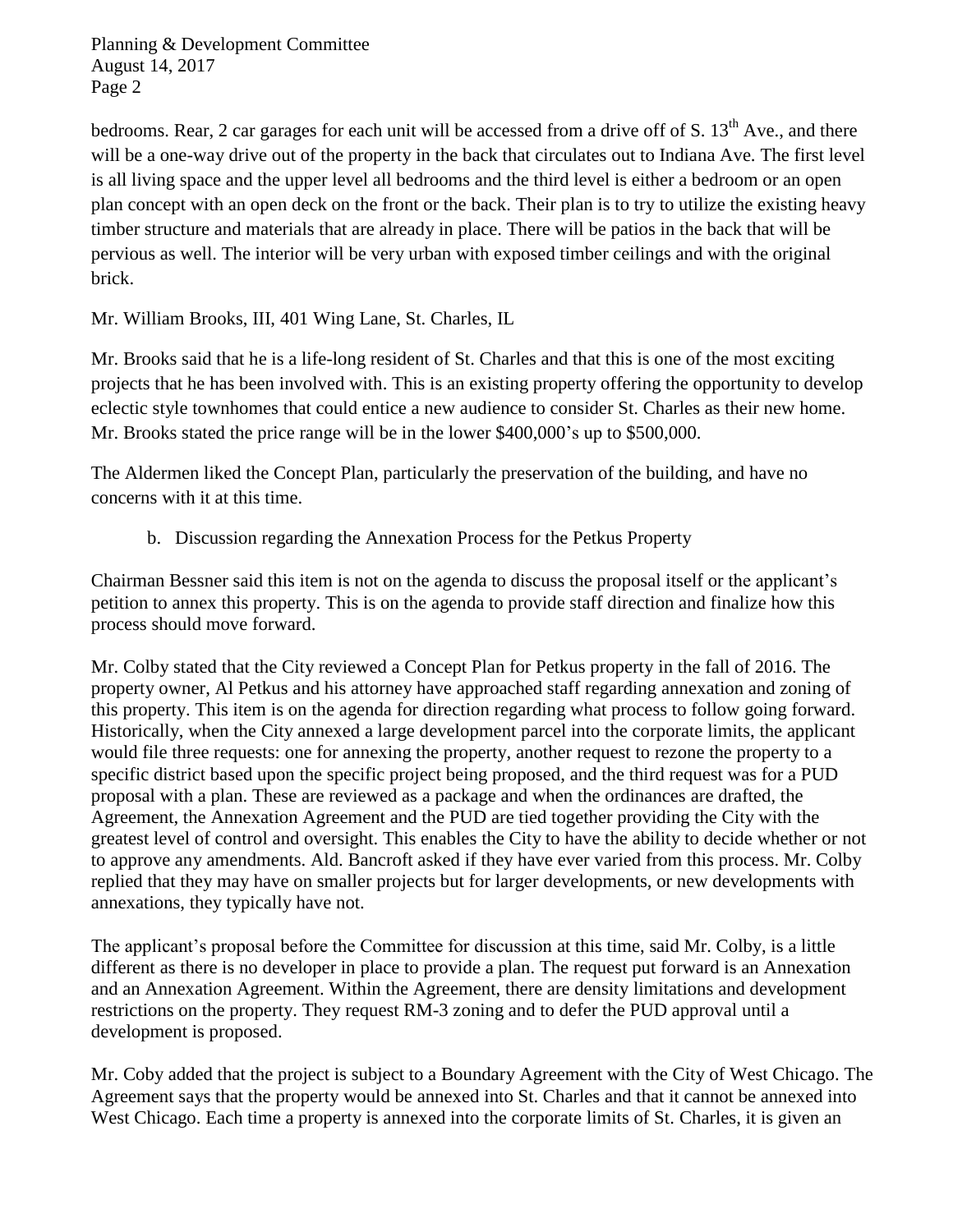bedrooms. Rear, 2 car garages for each unit will be accessed from a drive off of S. 13th Ave., and there will be a one-way drive out of the property in the back that circulates out to Indiana Ave. The first level is all living space and the upper level all bedrooms and the third level is either a bedroom or an open plan concept with an open deck on the front or the back. Their plan is to try to utilize the existing heavy timber structure and materials that are already in place. There will be patios in the back that will be pervious as well. The interior will be very urban with exposed timber ceilings and with the original brick.

Mr. William Brooks, III, 401 Wing Lane, St. Charles, IL

Mr. Brooks said that he is a life-long resident of St. Charles and that this is one of the most exciting projects that he has been involved with. This is an existing property offering the opportunity to develop eclectic style townhomes that could entice a new audience to consider St. Charles as their new home. Mr. Brooks stated the price range will be in the lower $400,000's up to $500,000.

The Aldermen liked the Concept Plan, particularly the preservation of the building, and have no concerns with it at this time.

b. Discussion regarding the Annexation Process for the Petkus Property

Chairman Bessner said this item is not on the agenda to discuss the proposal itself or the applicant's petition to annex this property. This is on the agenda to provide staff direction and finalize how this process should move forward.

Mr. Colby stated that the City reviewed a Concept Plan for Petkus property in the fall of 2016. The property owner, Al Petkus and his attorney have approached staff regarding annexation and zoning of this property. This item is on the agenda for direction regarding what process to follow going forward. Historically, when the City annexed a large development parcel into the corporate limits, the applicant would file three requests: one for annexing the property, another request to rezone the property to a specific district based upon the specific project being proposed, and the third request was for a PUD proposal with a plan. These are reviewed as a package and when the ordinances are drafted, the Agreement, the Annexation Agreement and the PUD are tied together providing the City with the greatest level of control and oversight. This enables the City to have the ability to decide whether or not to approve any amendments. Ald. Bancroft asked if they have ever varied from this process. Mr. Colby replied that they may have on smaller projects but for larger developments, or new developments with annexations, they typically have not.

The applicant's proposal before the Committee for discussion at this time, said Mr. Colby, is a little different as there is no developer in place to provide a plan. The request put forward is an Annexation and an Annexation Agreement. Within the Agreement, there are density limitations and development restrictions on the property. They request RM-3 zoning and to defer the PUD approval until a development is proposed.

Mr. Coby added that the project is subject to a Boundary Agreement with the City of West Chicago. The Agreement says that the property would be annexed into St. Charles and that it cannot be annexed into West Chicago. Each time a property is annexed into the corporate limits of St. Charles, it is given an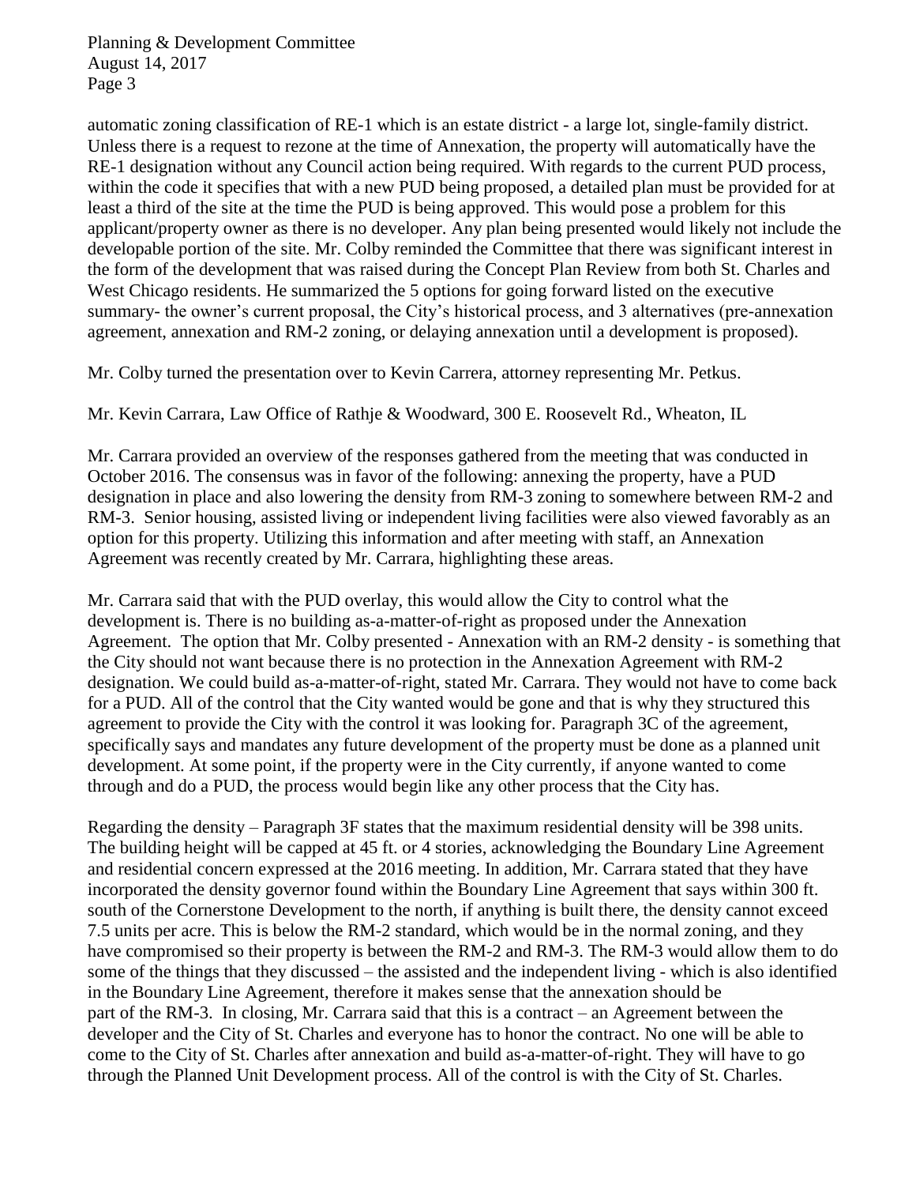automatic zoning classification of RE-1 which is an estate district - a large lot, single-family district. Unless there is a request to rezone at the time of Annexation, the property will automatically have the RE-1 designation without any Council action being required. With regards to the current PUD process, within the code it specifies that with a new PUD being proposed, a detailed plan must be provided for at least a third of the site at the time the PUD is being approved. This would pose a problem for this applicant/property owner as there is no developer. Any plan being presented would likely not include the developable portion of the site. Mr. Colby reminded the Committee that there was significant interest in the form of the development that was raised during the Concept Plan Review from both St. Charles and West Chicago residents. He summarized the 5 options for going forward listed on the executive summary- the owner's current proposal, the City's historical process, and 3 alternatives (pre-annexation agreement, annexation and RM-2 zoning, or delaying annexation until a development is proposed).

Mr. Colby turned the presentation over to Kevin Carrera, attorney representing Mr. Petkus.

Mr. Kevin Carrara, Law Office of Rathje & Woodward, 300 E. Roosevelt Rd., Wheaton, IL

Mr. Carrara provided an overview of the responses gathered from the meeting that was conducted in October 2016. The consensus was in favor of the following: annexing the property, have a PUD designation in place and also lowering the density from RM-3 zoning to somewhere between RM-2 and RM-3. Senior housing, assisted living or independent living facilities were also viewed favorably as an option for this property. Utilizing this information and after meeting with staff, an Annexation Agreement was recently created by Mr. Carrara, highlighting these areas.

Mr. Carrara said that with the PUD overlay, this would allow the City to control what the development is. There is no building as-a-matter-of-right as proposed under the Annexation Agreement. The option that Mr. Colby presented - Annexation with an RM-2 density - is something that the City should not want because there is no protection in the Annexation Agreement with RM-2 designation. We could build as-a-matter-of-right, stated Mr. Carrara. They would not have to come back for a PUD. All of the control that the City wanted would be gone and that is why they structured this agreement to provide the City with the control it was looking for. Paragraph 3C of the agreement, specifically says and mandates any future development of the property must be done as a planned unit development. At some point, if the property were in the City currently, if anyone wanted to come through and do a PUD, the process would begin like any other process that the City has.

Regarding the density – Paragraph 3F states that the maximum residential density will be 398 units. The building height will be capped at 45 ft. or 4 stories, acknowledging the Boundary Line Agreement and residential concern expressed at the 2016 meeting. In addition, Mr. Carrara stated that they have incorporated the density governor found within the Boundary Line Agreement that says within 300 ft. south of the Cornerstone Development to the north, if anything is built there, the density cannot exceed 7.5 units per acre. This is below the RM-2 standard, which would be in the normal zoning, and they have compromised so their property is between the RM-2 and RM-3. The RM-3 would allow them to do some of the things that they discussed – the assisted and the independent living - which is also identified in the Boundary Line Agreement, therefore it makes sense that the annexation should be part of the RM-3. In closing, Mr. Carrara said that this is a contract – an Agreement between the developer and the City of St. Charles and everyone has to honor the contract. No one will be able to come to the City of St. Charles after annexation and build as-a-matter-of-right. They will have to go through the Planned Unit Development process. All of the control is with the City of St. Charles.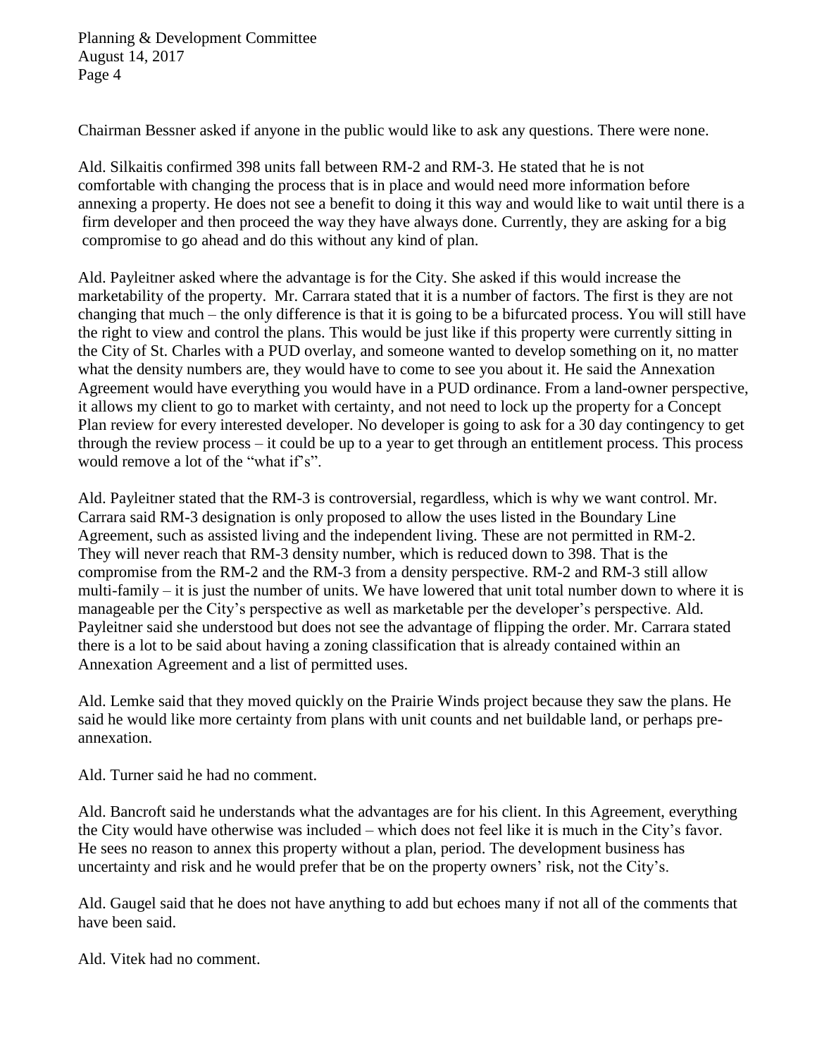Chairman Bessner asked if anyone in the public would like to ask any questions. There were none.

Ald. Silkaitis confirmed 398 units fall between RM-2 and RM-3. He stated that he is not comfortable with changing the process that is in place and would need more information before annexing a property. He does not see a benefit to doing it this way and would like to wait until there is a firm developer and then proceed the way they have always done. Currently, they are asking for a big compromise to go ahead and do this without any kind of plan.

Ald. Payleitner asked where the advantage is for the City. She asked if this would increase the marketability of the property. Mr. Carrara stated that it is a number of factors. The first is they are not changing that much – the only difference is that it is going to be a bifurcated process. You will still have the right to view and control the plans. This would be just like if this property were currently sitting in the City of St. Charles with a PUD overlay, and someone wanted to develop something on it, no matter what the density numbers are, they would have to come to see you about it. He said the Annexation Agreement would have everything you would have in a PUD ordinance. From a land-owner perspective, it allows my client to go to market with certainty, and not need to lock up the property for a Concept Plan review for every interested developer. No developer is going to ask for a 30 day contingency to get through the review process – it could be up to a year to get through an entitlement process. This process would remove a lot of the "what if's".

Ald. Payleitner stated that the RM-3 is controversial, regardless, which is why we want control. Mr. Carrara said RM-3 designation is only proposed to allow the uses listed in the Boundary Line Agreement, such as assisted living and the independent living. These are not permitted in RM-2. They will never reach that RM-3 density number, which is reduced down to 398. That is the compromise from the RM-2 and the RM-3 from a density perspective. RM-2 and RM-3 still allow multi-family – it is just the number of units. We have lowered that unit total number down to where it is manageable per the City's perspective as well as marketable per the developer's perspective. Ald. Payleitner said she understood but does not see the advantage of flipping the order. Mr. Carrara stated there is a lot to be said about having a zoning classification that is already contained within an Annexation Agreement and a list of permitted uses.

Ald. Lemke said that they moved quickly on the Prairie Winds project because they saw the plans. He said he would like more certainty from plans with unit counts and net buildable land, or perhaps pre-annexation.

Ald. Turner said he had no comment.

Ald. Bancroft said he understands what the advantages are for his client. In this Agreement, everything the City would have otherwise was included – which does not feel like it is much in the City's favor. He sees no reason to annex this property without a plan, period. The development business has uncertainty and risk and he would prefer that be on the property owners' risk, not the City's.

Ald. Gaugel said that he does not have anything to add but echoes many if not all of the comments that have been said.

Ald. Vitek had no comment.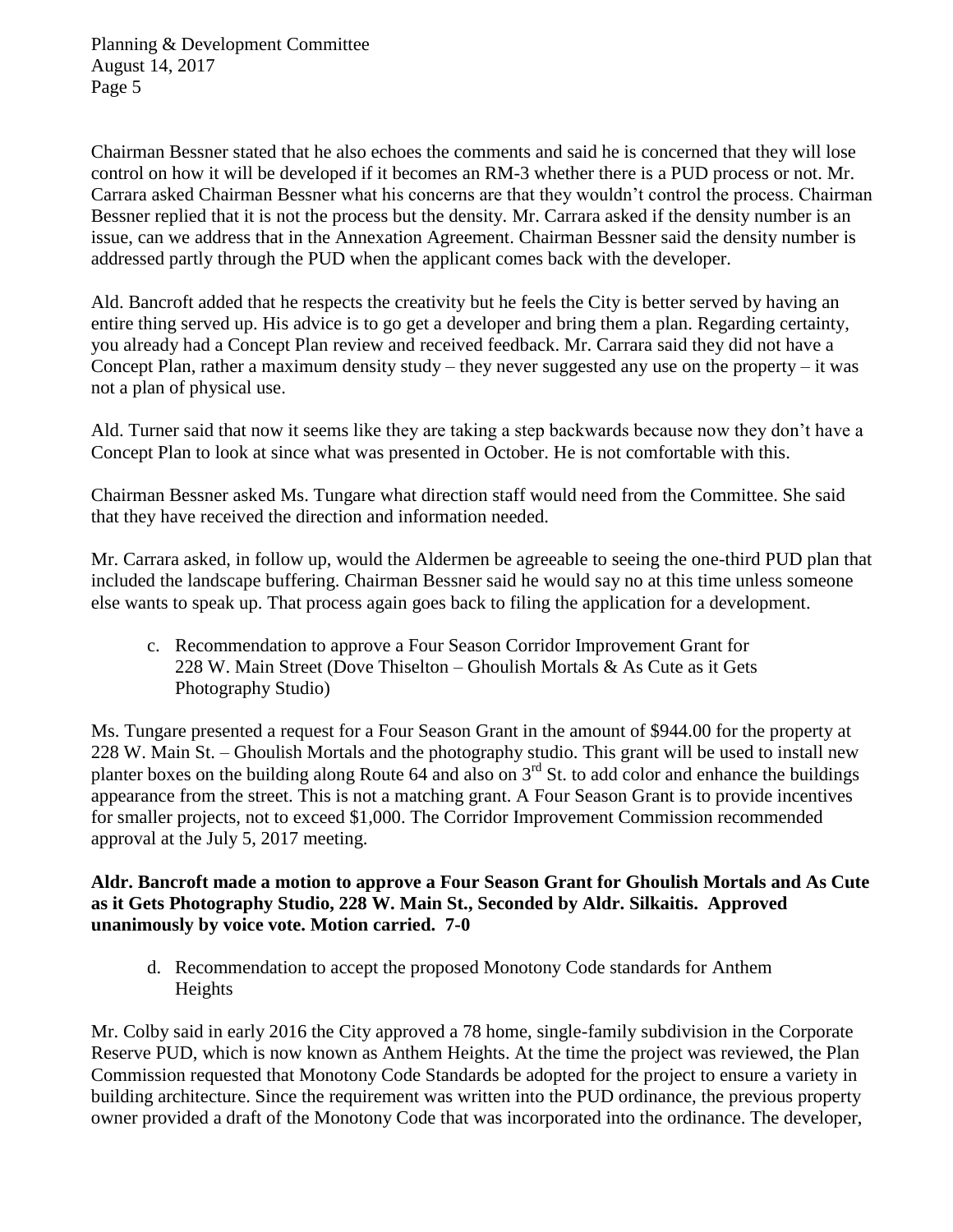Chairman Bessner stated that he also echoes the comments and said he is concerned that they will lose control on how it will be developed if it becomes an RM-3 whether there is a PUD process or not. Mr. Carrara asked Chairman Bessner what his concerns are that they wouldn't control the process. Chairman Bessner replied that it is not the process but the density. Mr. Carrara asked if the density number is an issue, can we address that in the Annexation Agreement. Chairman Bessner said the density number is addressed partly through the PUD when the applicant comes back with the developer.

Ald. Bancroft added that he respects the creativity but he feels the City is better served by having an entire thing served up. His advice is to go get a developer and bring them a plan. Regarding certainty, you already had a Concept Plan review and received feedback. Mr. Carrara said they did not have a Concept Plan, rather a maximum density study – they never suggested any use on the property – it was not a plan of physical use.

Ald. Turner said that now it seems like they are taking a step backwards because now they don't have a Concept Plan to look at since what was presented in October. He is not comfortable with this.

Chairman Bessner asked Ms. Tungare what direction staff would need from the Committee. She said that they have received the direction and information needed.

Mr. Carrara asked, in follow up, would the Aldermen be agreeable to seeing the one-third PUD plan that included the landscape buffering. Chairman Bessner said he would say no at this time unless someone else wants to speak up. That process again goes back to filing the application for a development.

c. Recommendation to approve a Four Season Corridor Improvement Grant for 228 W. Main Street (Dove Thiselton – Ghoulish Mortals & As Cute as it Gets Photography Studio)

Ms. Tungare presented a request for a Four Season Grant in the amount of $944.00 for the property at 228 W. Main St. – Ghoulish Mortals and the photography studio. This grant will be used to install new planter boxes on the building along Route 64 and also on 3rd St. to add color and enhance the buildings appearance from the street. This is not a matching grant. A Four Season Grant is to provide incentives for smaller projects, not to exceed $1,000. The Corridor Improvement Commission recommended approval at the July 5, 2017 meeting.

**Aldr. Bancroft made a motion to approve a Four Season Grant for Ghoulish Mortals and As Cute as it Gets Photography Studio, 228 W. Main St., Seconded by Aldr. Silkaitis. Approved unanimously by voice vote. Motion carried. 7-0**

d. Recommendation to accept the proposed Monotony Code standards for Anthem Heights

Mr. Colby said in early 2016 the City approved a 78 home, single-family subdivision in the Corporate Reserve PUD, which is now known as Anthem Heights. At the time the project was reviewed, the Plan Commission requested that Monotony Code Standards be adopted for the project to ensure a variety in building architecture. Since the requirement was written into the PUD ordinance, the previous property owner provided a draft of the Monotony Code that was incorporated into the ordinance. The developer,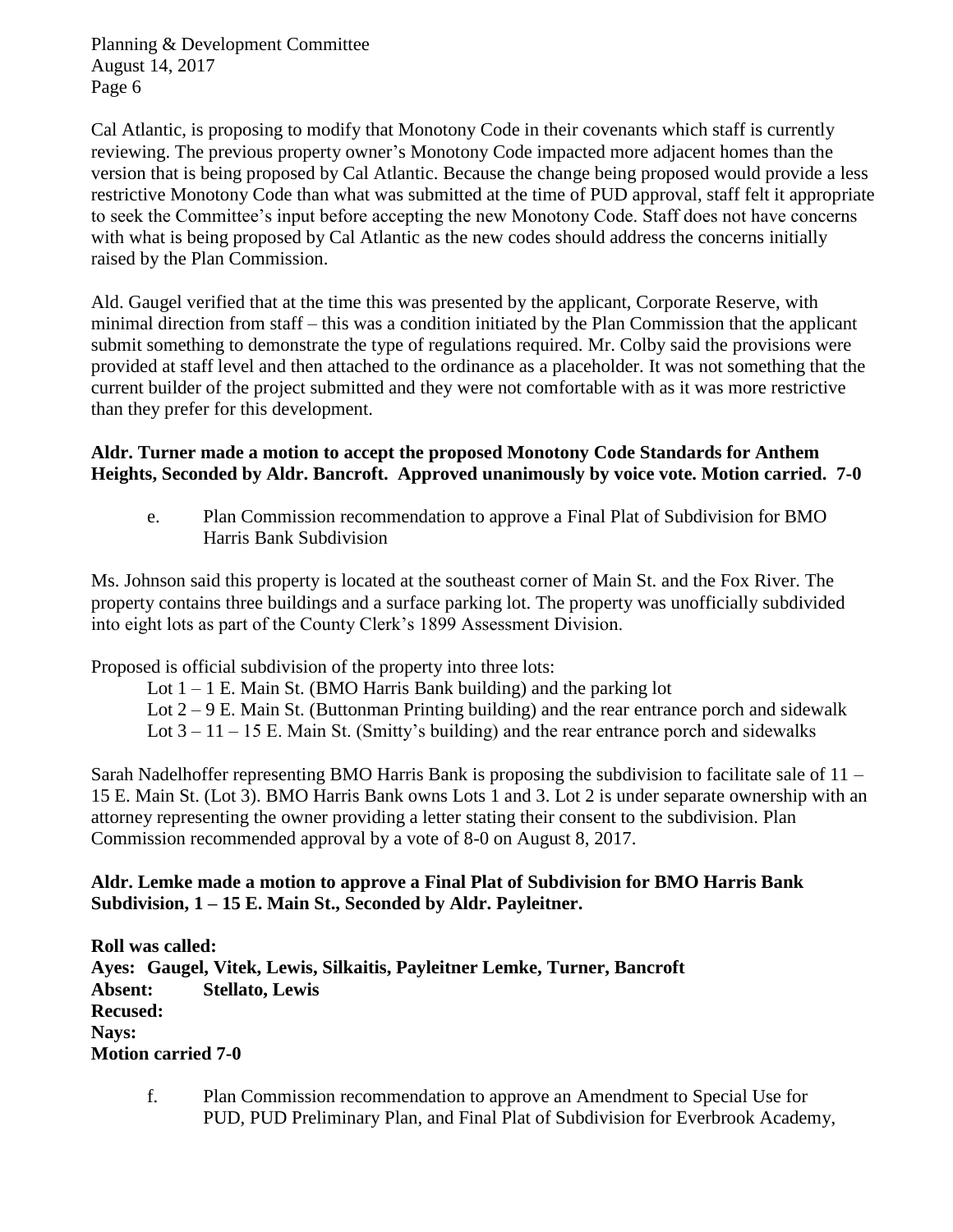Cal Atlantic, is proposing to modify that Monotony Code in their covenants which staff is currently reviewing. The previous property owner's Monotony Code impacted more adjacent homes than the version that is being proposed by Cal Atlantic. Because the change being proposed would provide a less restrictive Monotony Code than what was submitted at the time of PUD approval, staff felt it appropriate to seek the Committee's input before accepting the new Monotony Code. Staff does not have concerns with what is being proposed by Cal Atlantic as the new codes should address the concerns initially raised by the Plan Commission.

Ald. Gaugel verified that at the time this was presented by the applicant, Corporate Reserve, with minimal direction from staff – this was a condition initiated by the Plan Commission that the applicant submit something to demonstrate the type of regulations required. Mr. Colby said the provisions were provided at staff level and then attached to the ordinance as a placeholder. It was not something that the current builder of the project submitted and they were not comfortable with as it was more restrictive than they prefer for this development.

**Aldr. Turner made a motion to accept the proposed Monotony Code Standards for Anthem Heights, Seconded by Aldr. Bancroft. Approved unanimously by voice vote. Motion carried. 7-0**

e. Plan Commission recommendation to approve a Final Plat of Subdivision for BMO Harris Bank Subdivision

Ms. Johnson said this property is located at the southeast corner of Main St. and the Fox River. The property contains three buildings and a surface parking lot. The property was unofficially subdivided into eight lots as part of the County Clerk's 1899 Assessment Division.

Proposed is official subdivision of the property into three lots:

Lot 1 – 1 E. Main St. (BMO Harris Bank building) and the parking lot
Lot 2 – 9 E. Main St. (Buttonman Printing building) and the rear entrance porch and sidewalk
Lot 3 – 11 – 15 E. Main St. (Smitty's building) and the rear entrance porch and sidewalks

Sarah Nadelhoffer representing BMO Harris Bank is proposing the subdivision to facilitate sale of 11 – 15 E. Main St. (Lot 3). BMO Harris Bank owns Lots 1 and 3. Lot 2 is under separate ownership with an attorney representing the owner providing a letter stating their consent to the subdivision. Plan Commission recommended approval by a vote of 8-0 on August 8, 2017.

**Aldr. Lemke made a motion to approve a Final Plat of Subdivision for BMO Harris Bank Subdivision, 1 – 15 E. Main St., Seconded by Aldr. Payleitner.**

**Roll was called:**
**Ayes: Gaugel, Vitek, Lewis, Silkaitis, Payleitner Lemke, Turner, Bancroft**
**Absent: Stellato, Lewis**
**Recused:**
**Nays:**
**Motion carried 7-0**

f. Plan Commission recommendation to approve an Amendment to Special Use for PUD, PUD Preliminary Plan, and Final Plat of Subdivision for Everbrook Academy,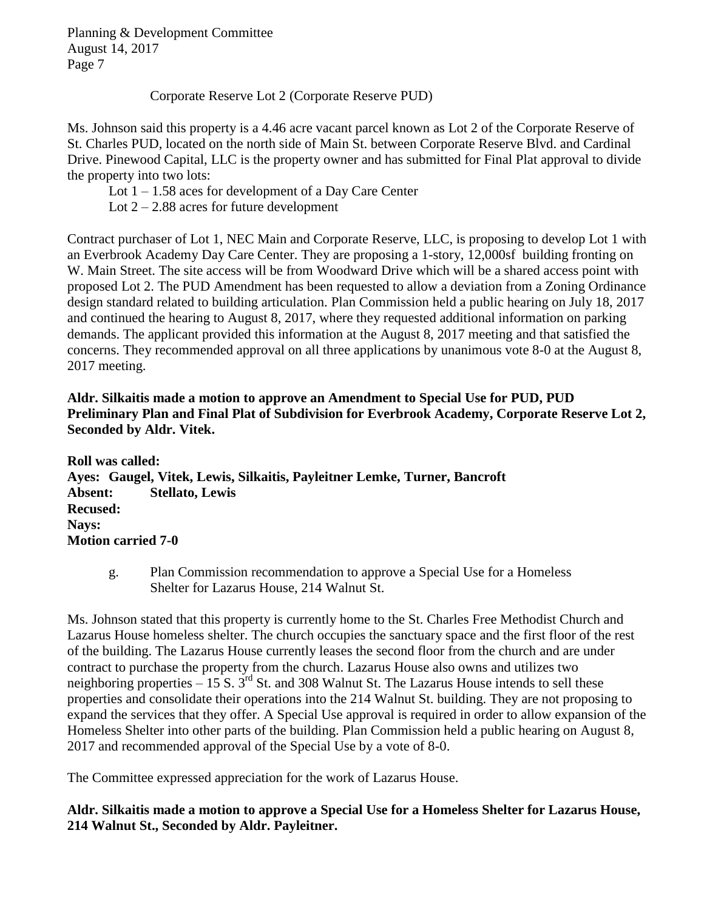Corporate Reserve Lot 2 (Corporate Reserve PUD)

Ms. Johnson said this property is a 4.46 acre vacant parcel known as Lot 2 of the Corporate Reserve of St. Charles PUD, located on the north side of Main St. between Corporate Reserve Blvd. and Cardinal Drive. Pinewood Capital, LLC is the property owner and has submitted for Final Plat approval to divide the property into two lots:

Lot 1 – 1.58 aces for development of a Day Care Center
Lot 2 – 2.88 acres for future development

Contract purchaser of Lot 1, NEC Main and Corporate Reserve, LLC, is proposing to develop Lot 1 with an Everbrook Academy Day Care Center. They are proposing a 1-story, 12,000sf building fronting on W. Main Street. The site access will be from Woodward Drive which will be a shared access point with proposed Lot 2. The PUD Amendment has been requested to allow a deviation from a Zoning Ordinance design standard related to building articulation. Plan Commission held a public hearing on July 18, 2017 and continued the hearing to August 8, 2017, where they requested additional information on parking demands. The applicant provided this information at the August 8, 2017 meeting and that satisfied the concerns. They recommended approval on all three applications by unanimous vote 8-0 at the August 8, 2017 meeting.

**Aldr. Silkaitis made a motion to approve an Amendment to Special Use for PUD, PUD Preliminary Plan and Final Plat of Subdivision for Everbrook Academy, Corporate Reserve Lot 2, Seconded by Aldr. Vitek.**

**Roll was called:**
**Ayes: Gaugel, Vitek, Lewis, Silkaitis, Payleitner Lemke, Turner, Bancroft**
**Absent: Stellato, Lewis**
**Recused:**
**Nays:**
**Motion carried 7-0**

g. Plan Commission recommendation to approve a Special Use for a Homeless Shelter for Lazarus House, 214 Walnut St.

Ms. Johnson stated that this property is currently home to the St. Charles Free Methodist Church and Lazarus House homeless shelter. The church occupies the sanctuary space and the first floor of the rest of the building. The Lazarus House currently leases the second floor from the church and are under contract to purchase the property from the church. Lazarus House also owns and utilizes two neighboring properties – 15 S. 3rd St. and 308 Walnut St. The Lazarus House intends to sell these properties and consolidate their operations into the 214 Walnut St. building. They are not proposing to expand the services that they offer. A Special Use approval is required in order to allow expansion of the Homeless Shelter into other parts of the building. Plan Commission held a public hearing on August 8, 2017 and recommended approval of the Special Use by a vote of 8-0.

The Committee expressed appreciation for the work of Lazarus House.

**Aldr. Silkaitis made a motion to approve a Special Use for a Homeless Shelter for Lazarus House, 214 Walnut St., Seconded by Aldr. Payleitner.**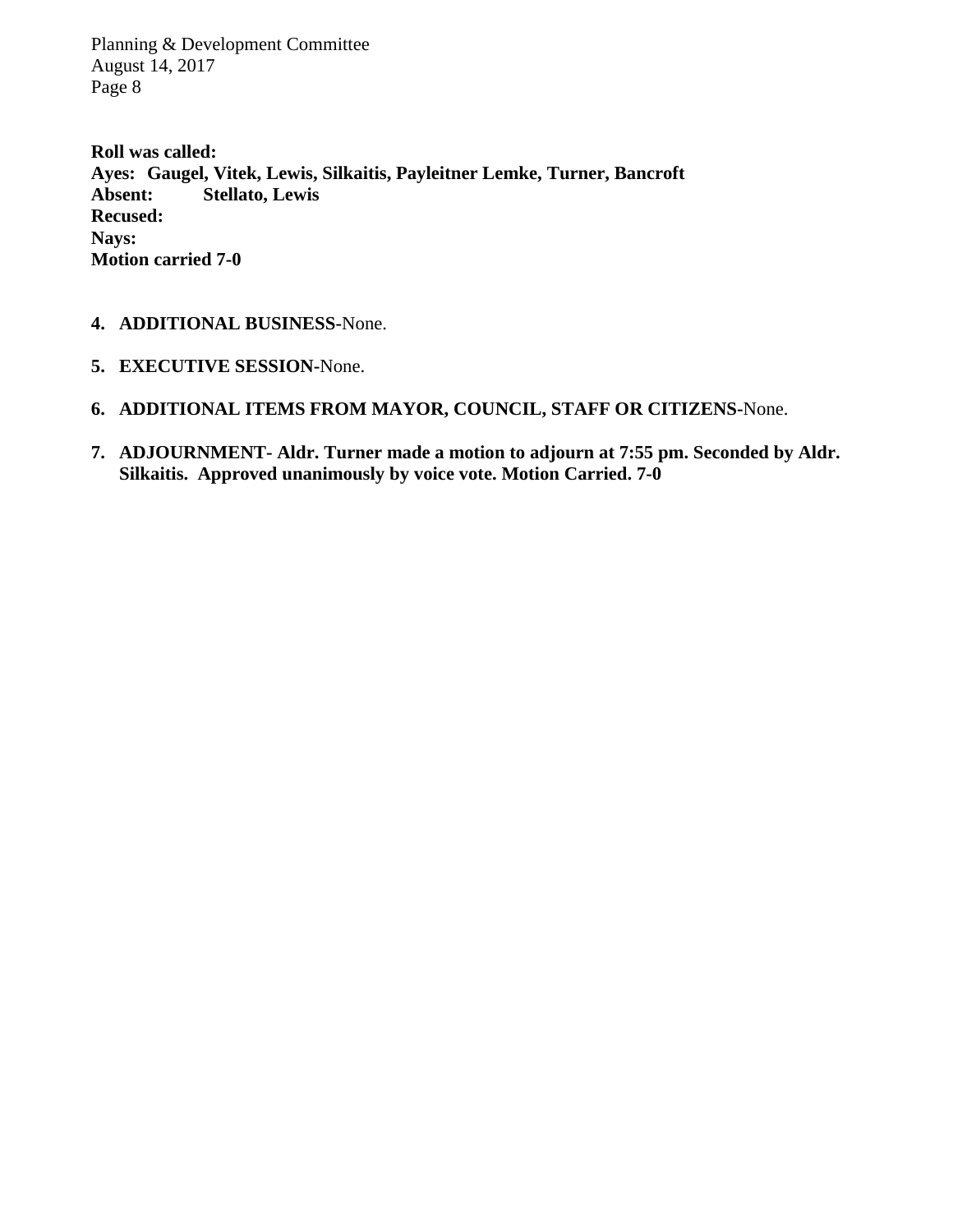**Roll was called:**
**Ayes: Gaugel, Vitek, Lewis, Silkaitis, Payleitner Lemke, Turner, Bancroft**
**Absent: Stellato, Lewis**
**Recused:**
**Nays:**
**Motion carried 7-0**

4. **ADDITIONAL BUSINESS-**None.

5. **EXECUTIVE SESSION-**None.

6. **ADDITIONAL ITEMS FROM MAYOR, COUNCIL, STAFF OR CITIZENS-**None.

7. **ADJOURNMENT- Aldr. Turner made a motion to adjourn at 7:55 pm. Seconded by Aldr. Silkaitis. Approved unanimously by voice vote. Motion Carried. 7-0**